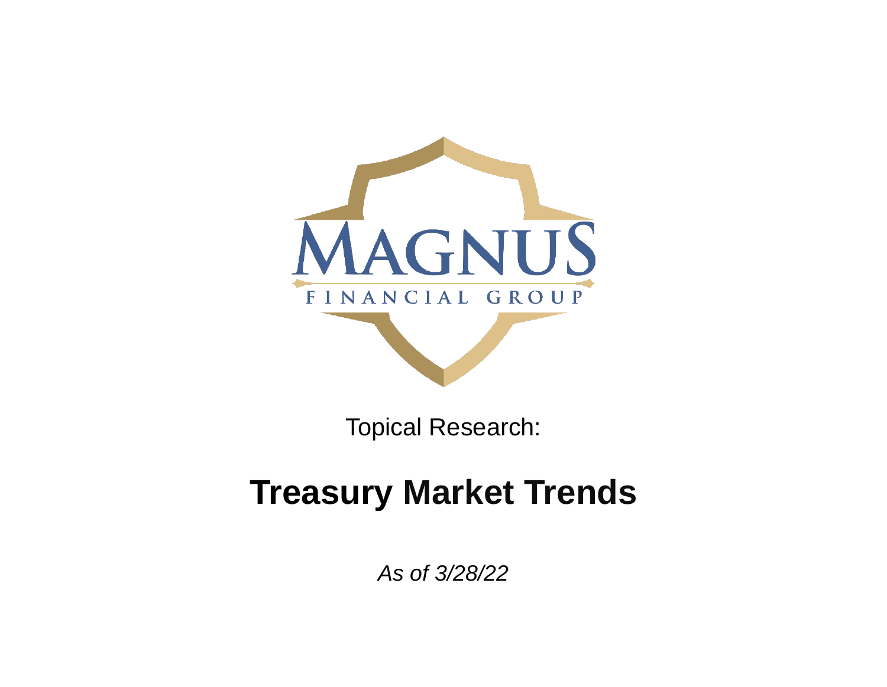MAGNUS

FINANCIAL GROUP

Topical Research:

# Treasury Market Trends

*As of 3/28/22*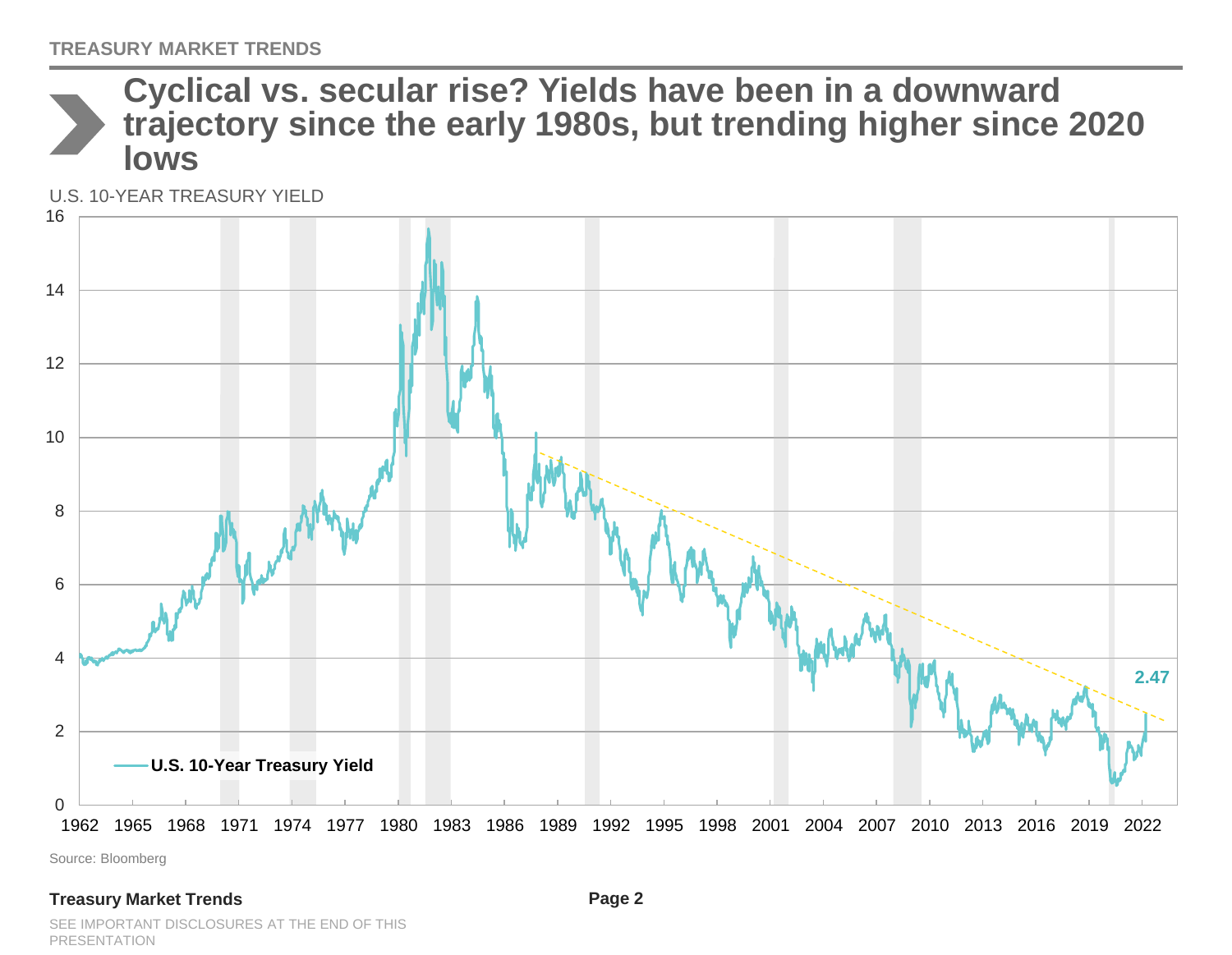# Cyclical vs. secular rise? Yields have been in a downward trajectory since the early 1980s, but trending higher since 2020 lows

U.S. 10-YEAR TREASURY YIELD

Source: Bloomberg

SEE IMPORTANT DISCLOSURES AT THE END OF THIS PRESENTATION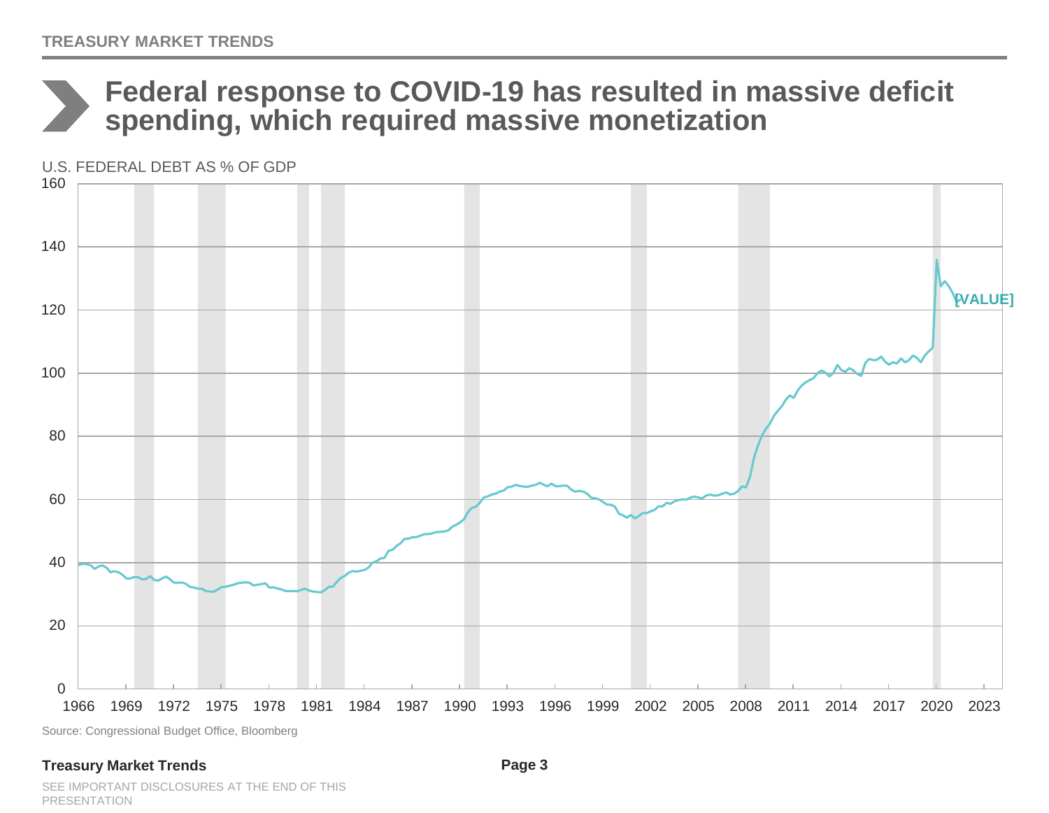# Federal response to COVID-19 has resulted in massive deficit spending, which required massive monetization

U.S. FEDERAL DEBT AS % OF GDP

Source: Congressional Budget Office, Bloomberg

SEE IMPORTANT DISCLOSURES AT THE END OF THIS PRESENTATION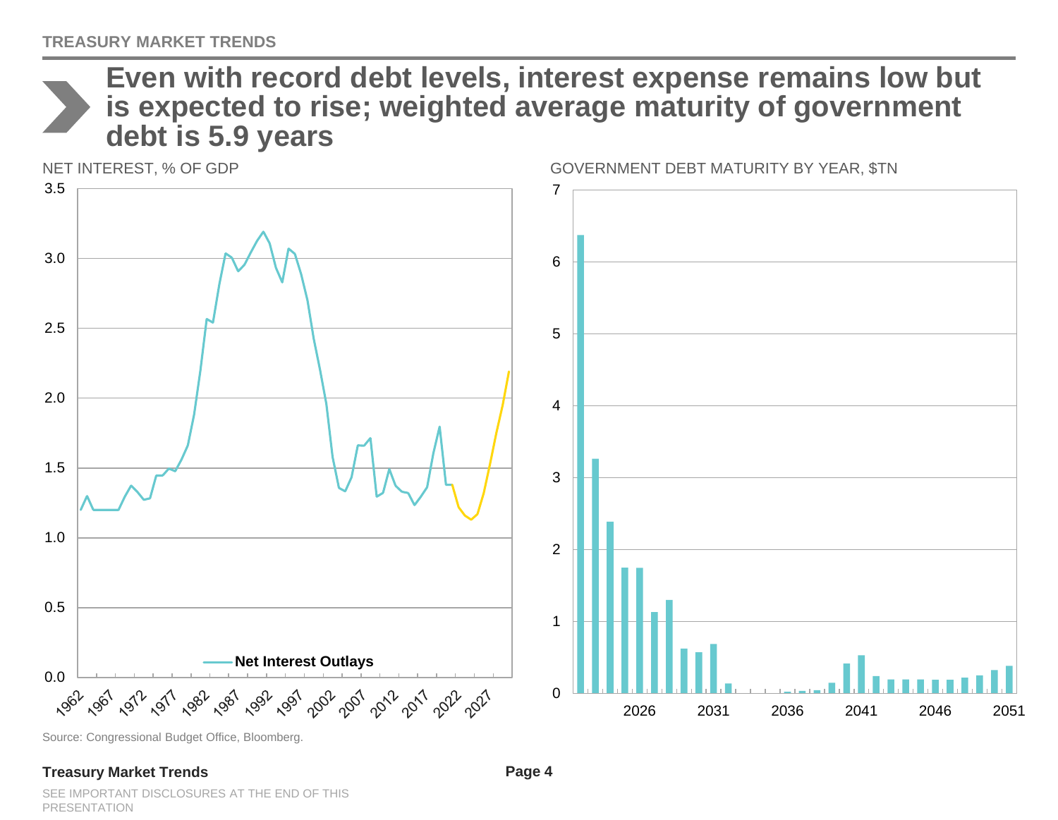# Even with record debt levels, interest expense remains low but is expected to rise; weighted average maturity of government debt is 5.9 years

NET INTEREST, % OF GDP

GOVERNMENT DEBT MATURITY BY YEAR, $TN

Source: Congressional Budget Office, Bloomberg.

SEE IMPORTANT DISCLOSURES AT THE END OF THIS PRESENTATION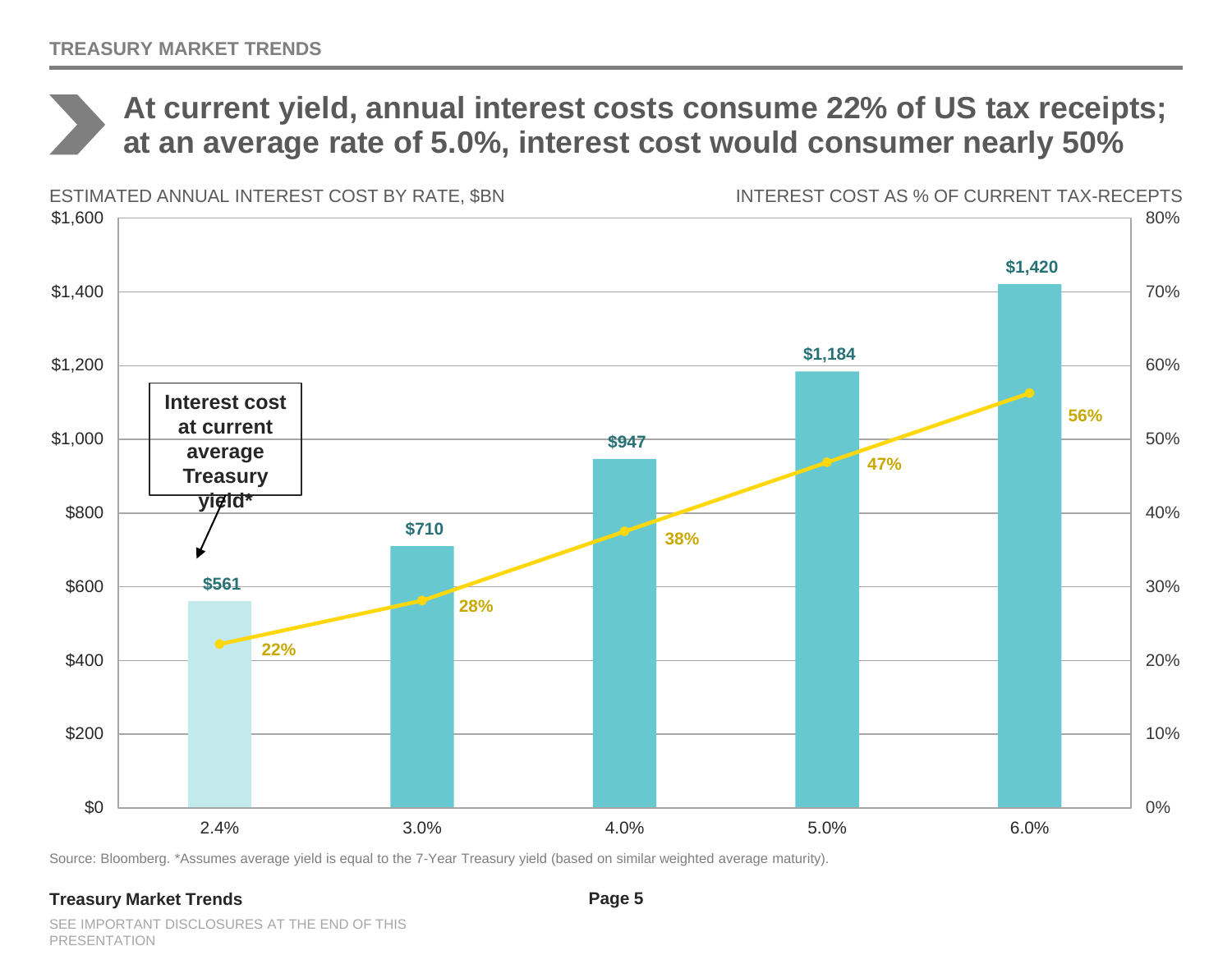# At current yield, annual interest costs consume 22% of US tax receipts; at an average rate of 5.0%, interest cost would consumer nearly 50%

ESTIMATED ANNUAL INTEREST COST BY RATE, $BN

INTEREST COST AS % OF CURRENT TAX-RECEPTS

| Rate | Estimated Annual Interest Cost ($BN) | Interest Cost as % of Current Tax-Receipts |
|---|---|---|
| 2.4% | $561 | 22% |
| 3.0% | $710 | 28% |
| 4.0% | $947 | 38% |
| 5.0% | $1,184 | 47% |
| 6.0% | $1,420 | 56% |

Interest cost at current average Treasury yield* (2.4%)

Source: Bloomberg. *Assumes average yield is equal to the 7-Year Treasury yield (based on similar weighted average maturity).

SEE IMPORTANT DISCLOSURES AT THE END OF THIS PRESENTATION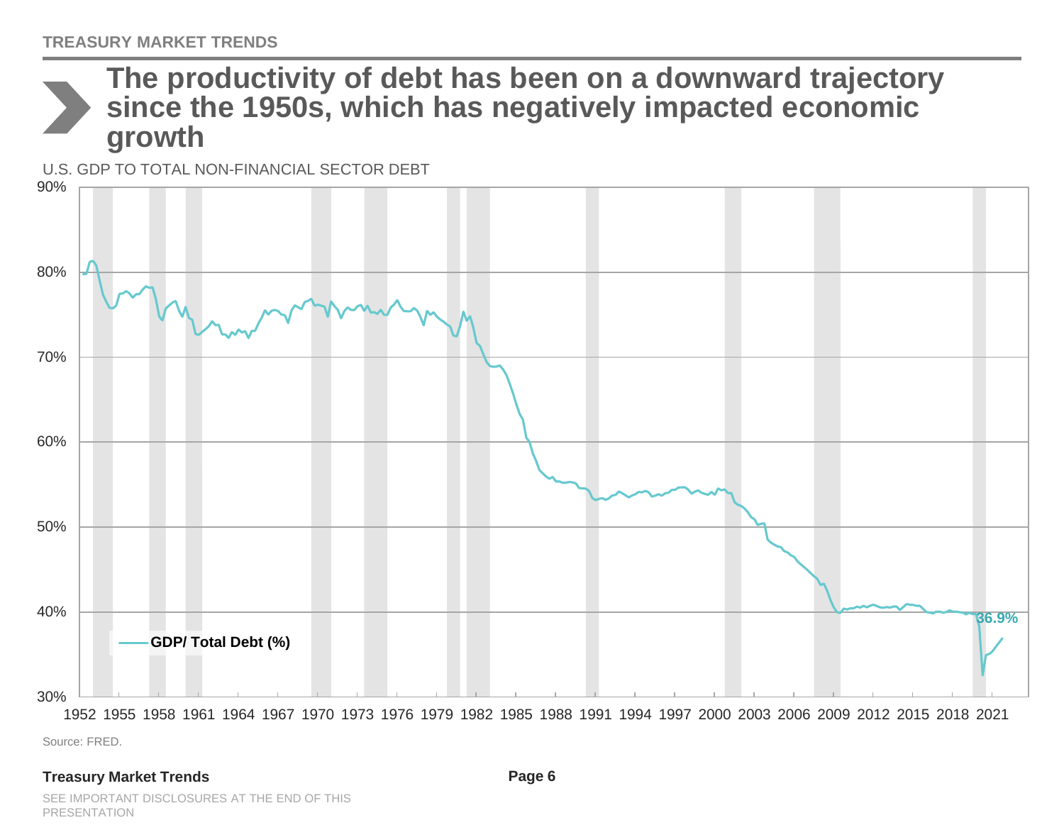# The productivity of debt has been on a downward trajectory since the 1950s, which has negatively impacted economic growth

U.S. GDP TO TOTAL NON-FINANCIAL SECTOR DEBT

GDP/ Total Debt (%)

36.9%

Source: FRED.

SEE IMPORTANT DISCLOSURES AT THE END OF THIS PRESENTATION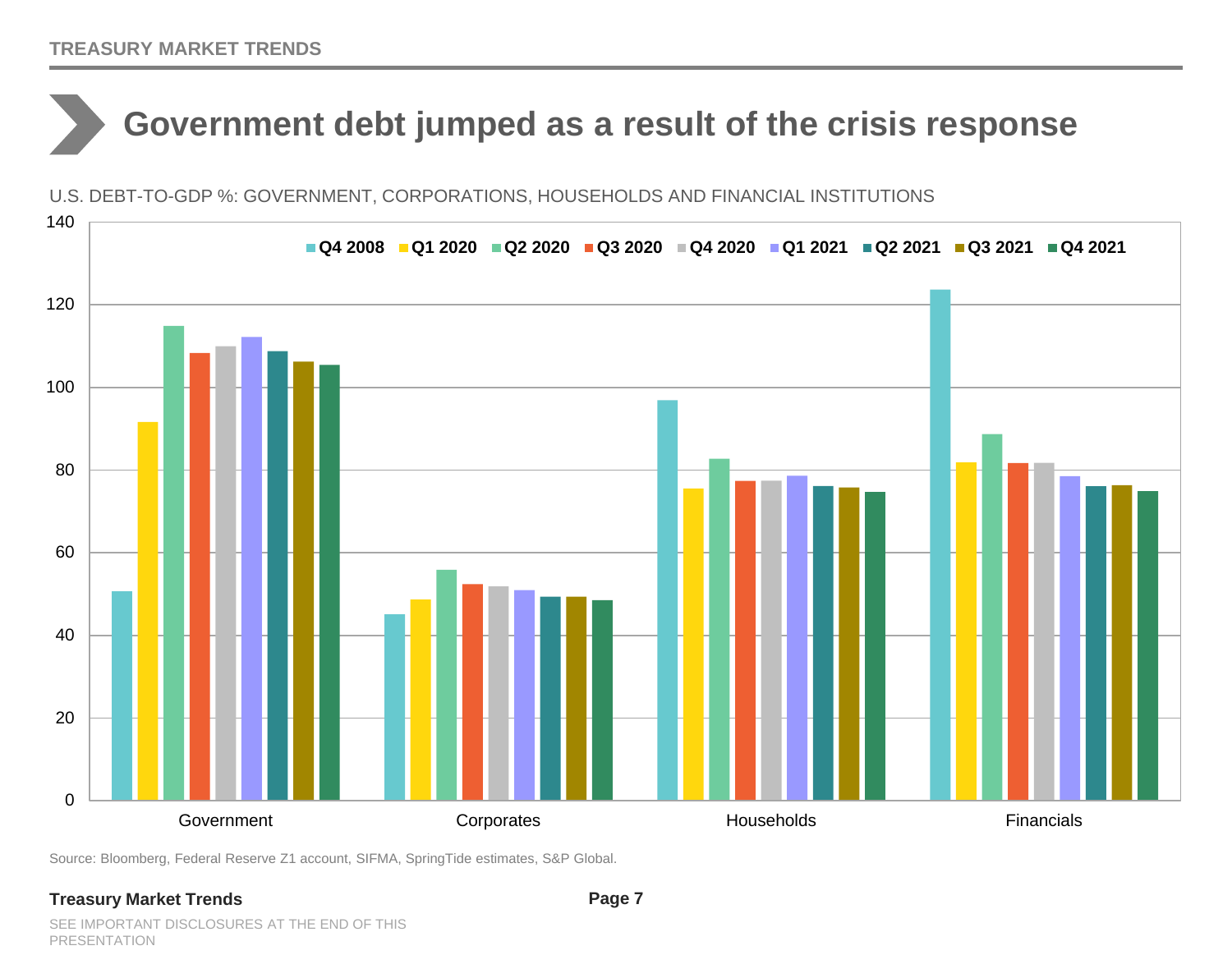# Government debt jumped as a result of the crisis response

U.S. DEBT-TO-GDP %: GOVERNMENT, CORPORATIONS, HOUSEHOLDS AND FINANCIAL INSTITUTIONS

Source: Bloomberg, Federal Reserve Z1 account, SIFMA, SpringTide estimates, S&P Global.

SEE IMPORTANT DISCLOSURES AT THE END OF THIS PRESENTATION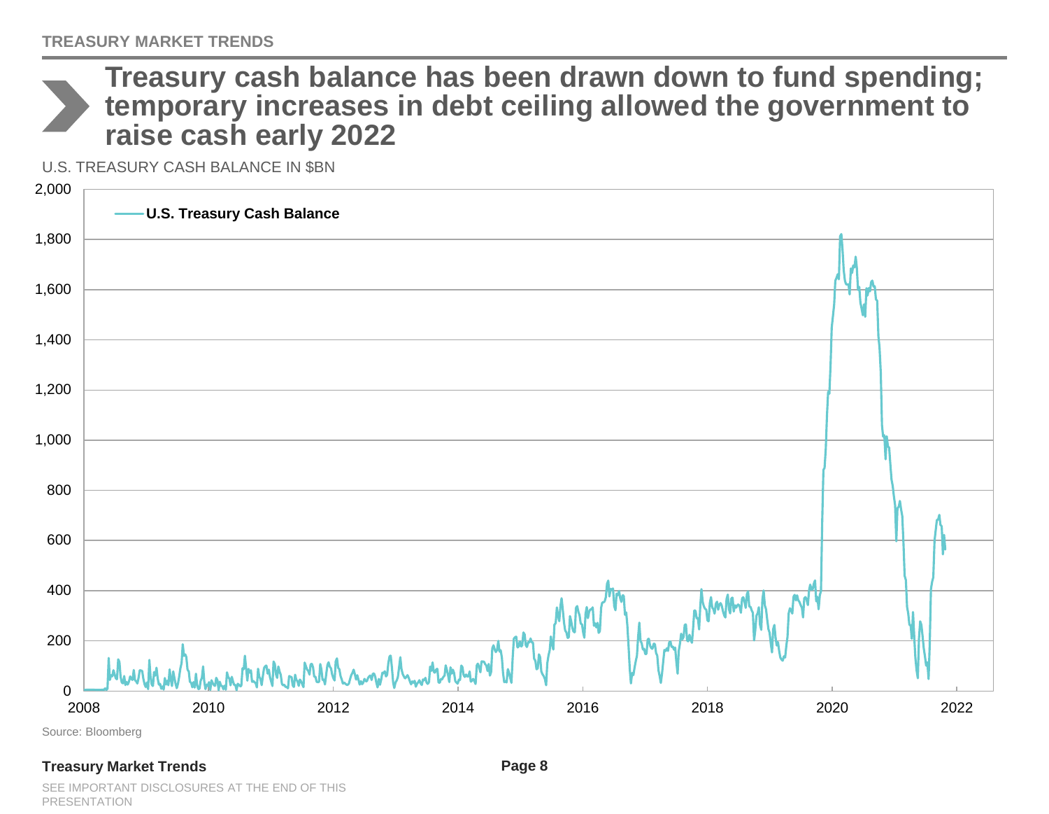# Treasury cash balance has been drawn down to fund spending; temporary increases in debt ceiling allowed the government to raise cash early 2022

U.S. TREASURY CASH BALANCE IN $BN

Source: Bloomberg

SEE IMPORTANT DISCLOSURES AT THE END OF THIS PRESENTATION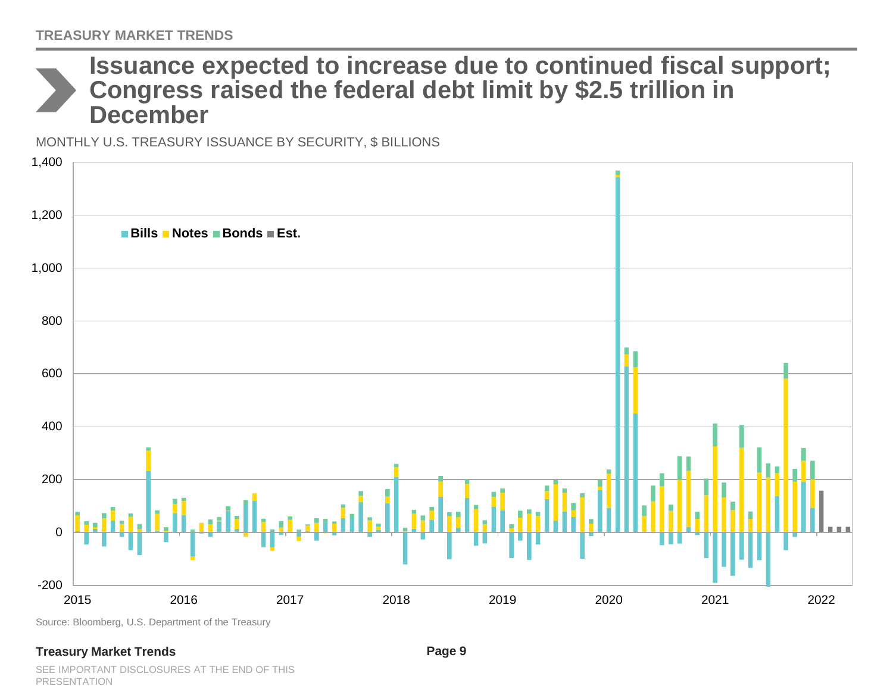# Issuance expected to increase due to continued fiscal support; Congress raised the federal debt limit by $2.5 trillion in December

MONTHLY U.S. TREASURY ISSUANCE BY SECURITY, $ BILLIONS

Bills Notes Bonds Est.

Source: Bloomberg, U.S. Department of the Treasury

SEE IMPORTANT DISCLOSURES AT THE END OF THIS PRESENTATION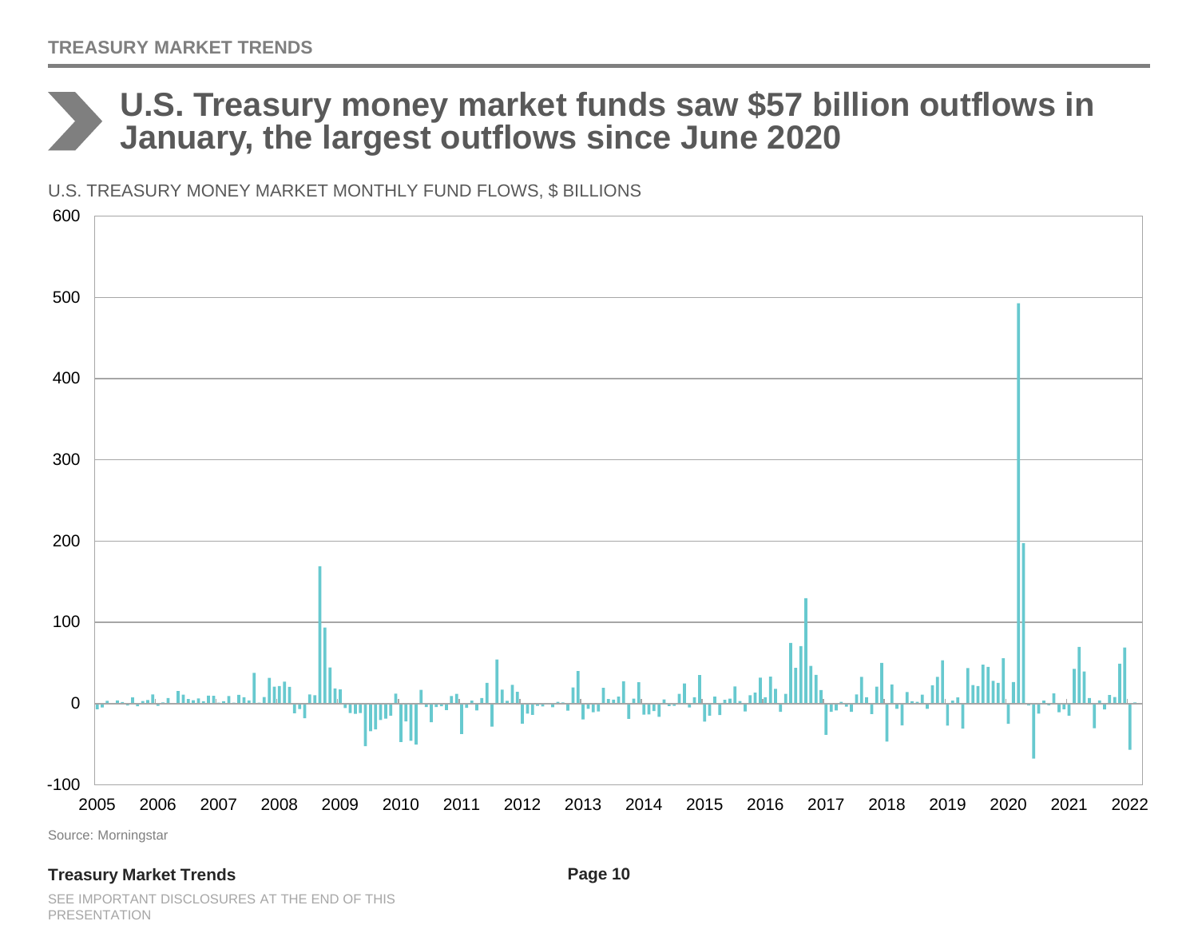# U.S. Treasury money market funds saw $57 billion outflows in January, the largest outflows since June 2020

U.S. TREASURY MONEY MARKET MONTHLY FUND FLOWS, $ BILLIONS

Source: Morningstar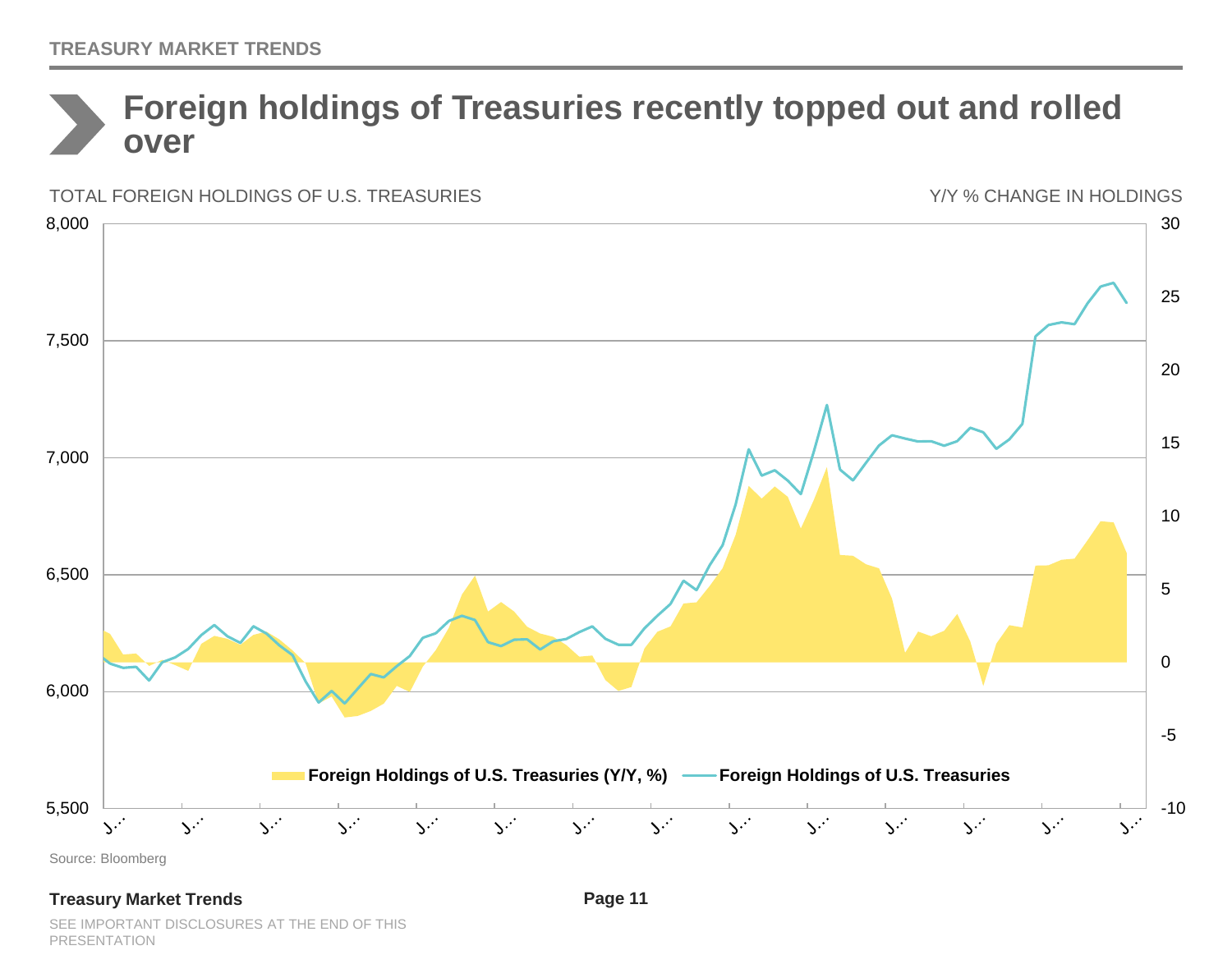# Foreign holdings of Treasuries recently topped out and rolled over

TOTAL FOREIGN HOLDINGS OF U.S. TREASURIES

Y/Y % CHANGE IN HOLDINGS

Foreign Holdings of U.S. Treasuries (Y/Y, %) — Foreign Holdings of U.S. Treasuries

Source: Bloomberg

SEE IMPORTANT DISCLOSURES AT THE END OF THIS PRESENTATION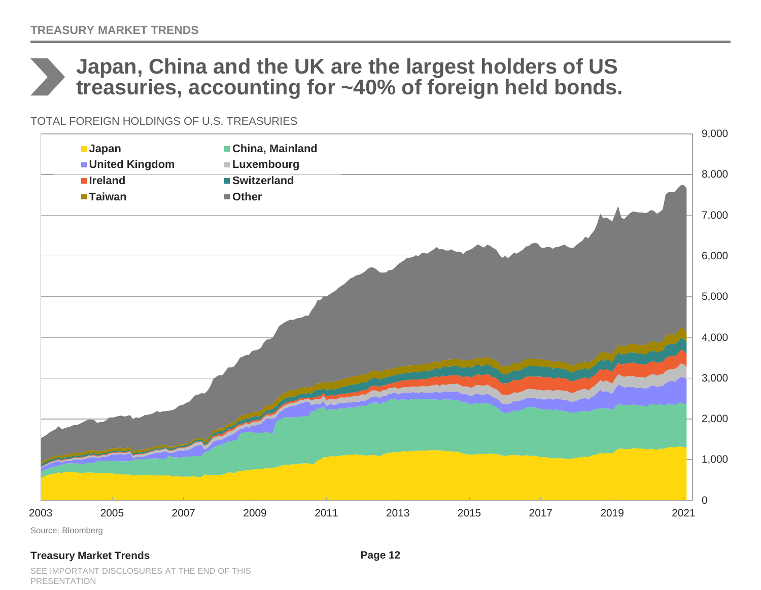# Japan, China and the UK are the largest holders of US treasuries, accounting for ~40% of foreign held bonds.

TOTAL FOREIGN HOLDINGS OF U.S. TREASURIES

Source: Bloomberg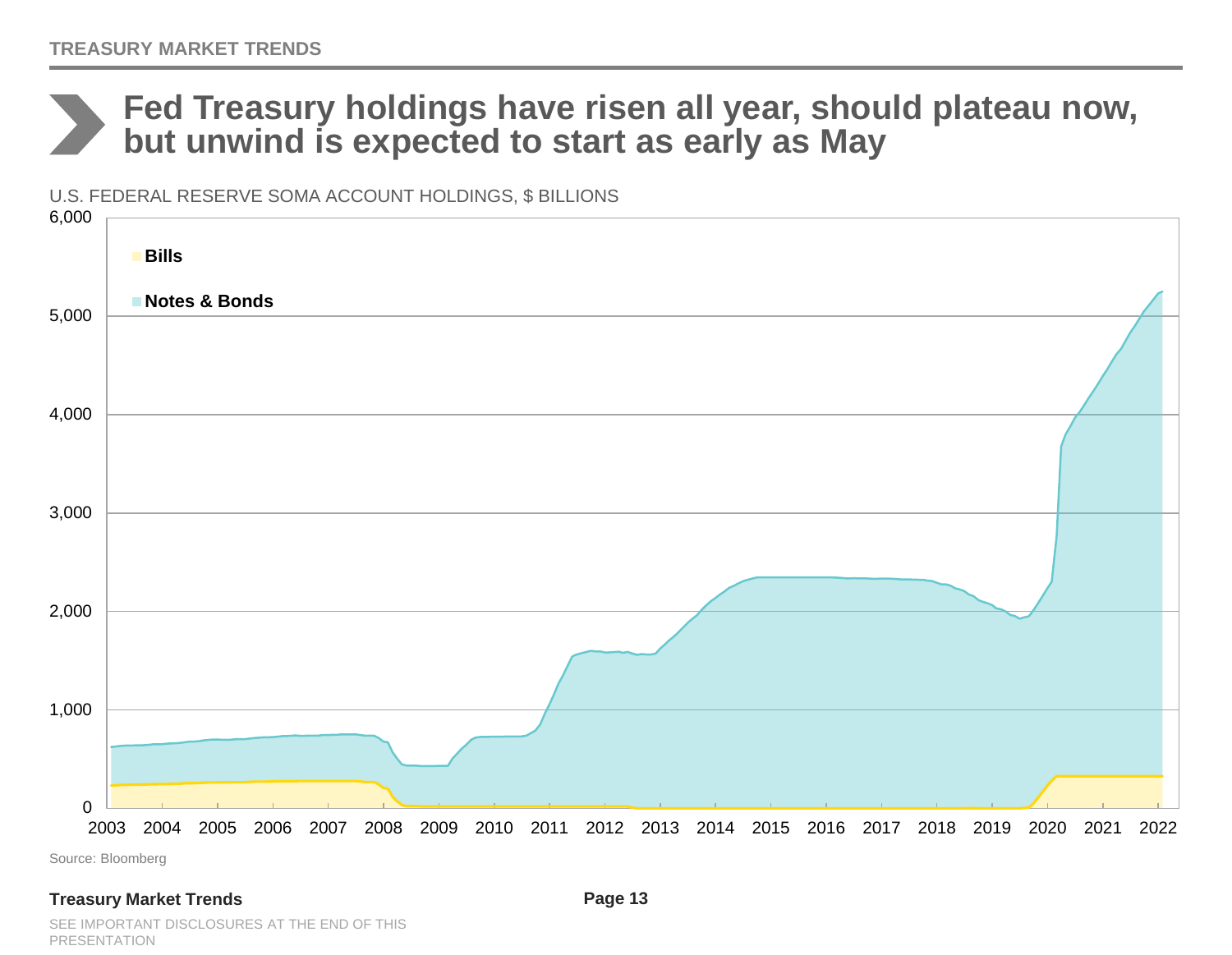# Fed Treasury holdings have risen all year, should plateau now, but unwind is expected to start as early as May

U.S. FEDERAL RESERVE SOMA ACCOUNT HOLDINGS, $ BILLIONS

Source: Bloomberg

SEE IMPORTANT DISCLOSURES AT THE END OF THIS PRESENTATION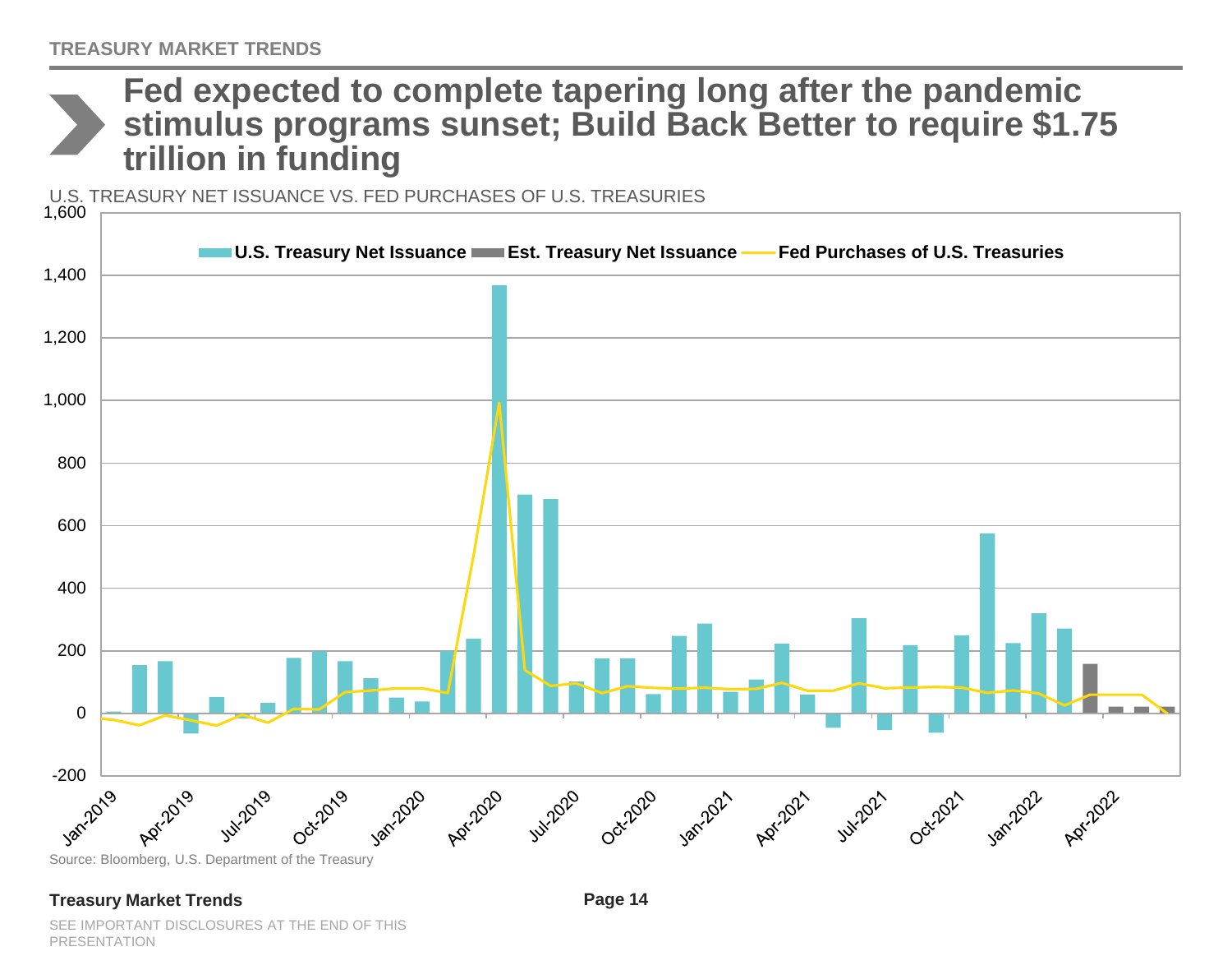# Fed expected to complete tapering long after the pandemic stimulus programs sunset; Build Back Better to require $1.75 trillion in funding

U.S. TREASURY NET ISSUANCE VS. FED PURCHASES OF U.S. TREASURIES

Source: Bloomberg, U.S. Department of the Treasury

SEE IMPORTANT DISCLOSURES AT THE END OF THIS PRESENTATION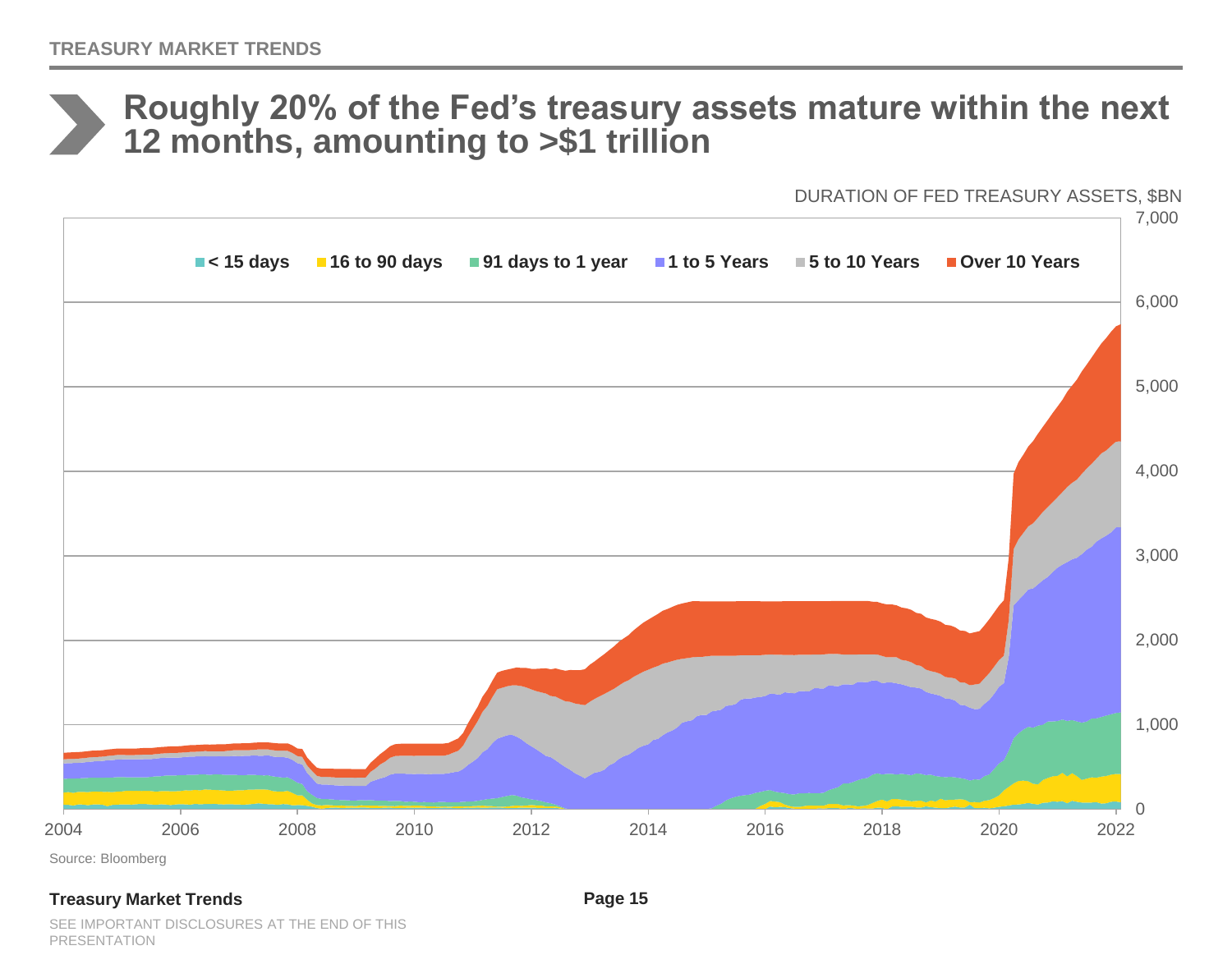# Roughly 20% of the Fed's treasury assets mature within the next 12 months, amounting to >$1 trillion

DURATION OF FED TREASURY ASSETS, $BN

< 15 days | 16 to 90 days | 91 days to 1 year | 1 to 5 Years | 5 to 10 Years | Over 10 Years

Source: Bloomberg

SEE IMPORTANT DISCLOSURES AT THE END OF THIS PRESENTATION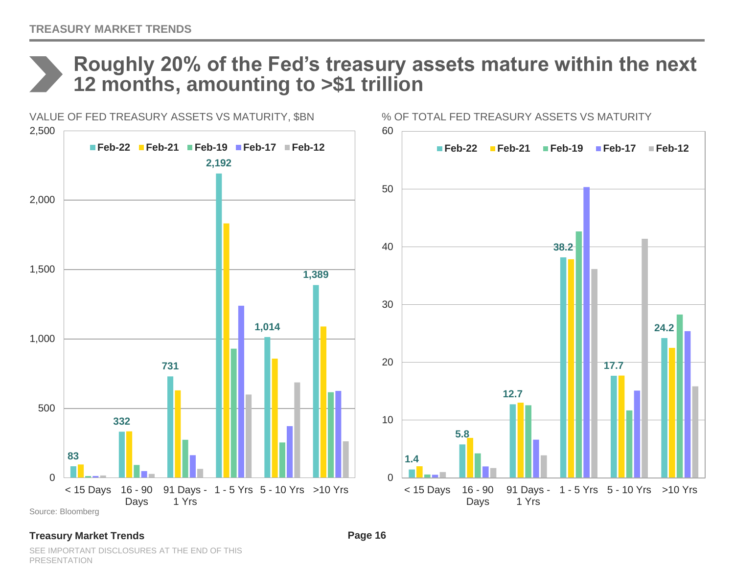# Roughly 20% of the Fed's treasury assets mature within the next 12 months, amounting to >$1 trillion

VALUE OF FED TREASURY ASSETS VS MATURITY, $BN

| Maturity | Feb-22 |
|---|---|
| < 15 Days | 83 |
| 16 - 90 Days | 332 |
| 91 Days - 1 Yrs | 731 |
| 1 - 5 Yrs | 2,192 |
| 5 - 10 Yrs | 1,014 |
| >10 Yrs | 1,389 |

% OF TOTAL FED TREASURY ASSETS VS MATURITY

| Maturity | Feb-22 |
|---|---|
| < 15 Days | 1.4 |
| 16 - 90 Days | 5.8 |
| 91 Days - 1 Yrs | 12.7 |
| 1 - 5 Yrs | 38.2 |
| 5 - 10 Yrs | 17.7 |
| >10 Yrs | 24.2 |

Source: Bloomberg

SEE IMPORTANT DISCLOSURES AT THE END OF THIS PRESENTATION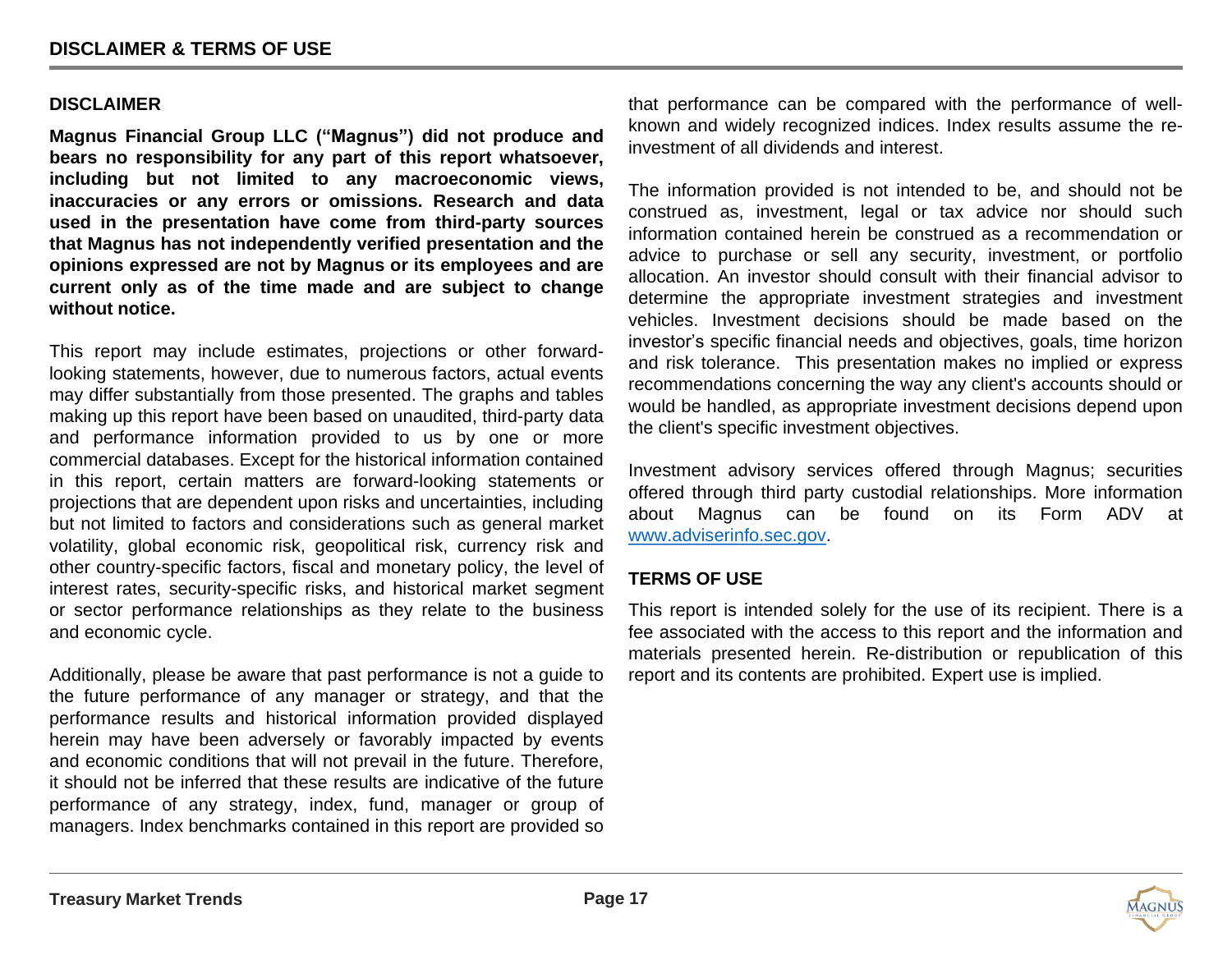# DISCLAIMER & TERMS OF USE

## DISCLAIMER

**Magnus Financial Group LLC ("Magnus") did not produce and bears no responsibility for any part of this report whatsoever, including but not limited to any macroeconomic views, inaccuracies or any errors or omissions. Research and data used in the presentation have come from third-party sources that Magnus has not independently verified presentation and the opinions expressed are not by Magnus or its employees and are current only as of the time made and are subject to change without notice.**

This report may include estimates, projections or other forward-looking statements, however, due to numerous factors, actual events may differ substantially from those presented. The graphs and tables making up this report have been based on unaudited, third-party data and performance information provided to us by one or more commercial databases. Except for the historical information contained in this report, certain matters are forward-looking statements or projections that are dependent upon risks and uncertainties, including but not limited to factors and considerations such as general market volatility, global economic risk, geopolitical risk, currency risk and other country-specific factors, fiscal and monetary policy, the level of interest rates, security-specific risks, and historical market segment or sector performance relationships as they relate to the business and economic cycle.

Additionally, please be aware that past performance is not a guide to the future performance of any manager or strategy, and that the performance results and historical information provided displayed herein may have been adversely or favorably impacted by events and economic conditions that will not prevail in the future. Therefore, it should not be inferred that these results are indicative of the future performance of any strategy, index, fund, manager or group of managers. Index benchmarks contained in this report are provided so that performance can be compared with the performance of well-known and widely recognized indices. Index results assume the re-investment of all dividends and interest.

The information provided is not intended to be, and should not be construed as, investment, legal or tax advice nor should such information contained herein be construed as a recommendation or advice to purchase or sell any security, investment, or portfolio allocation. An investor should consult with their financial advisor to determine the appropriate investment strategies and investment vehicles. Investment decisions should be made based on the investor's specific financial needs and objectives, goals, time horizon and risk tolerance. This presentation makes no implied or express recommendations concerning the way any client's accounts should or would be handled, as appropriate investment decisions depend upon the client's specific investment objectives.

Investment advisory services offered through Magnus; securities offered through third party custodial relationships. More information about Magnus can be found on its Form ADV at www.adviserinfo.sec.gov.

## TERMS OF USE

This report is intended solely for the use of its recipient. There is a fee associated with the access to this report and the information and materials presented herein. Re-distribution or republication of this report and its contents are prohibited. Expert use is implied.